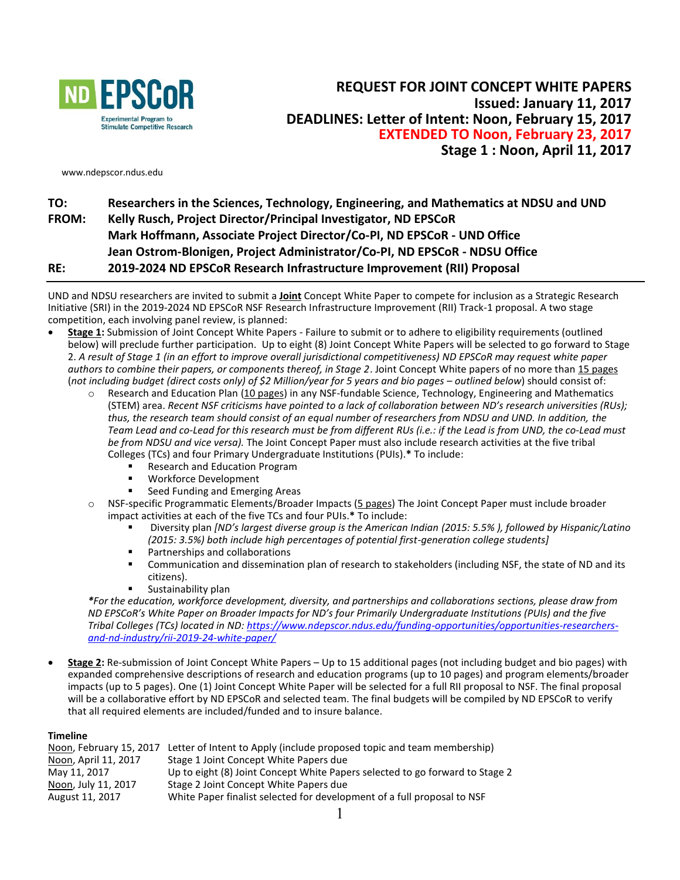ND EPSCoR
Experimental Program to Stimulate Competitive Research

**REQUEST FOR JOINT CONCEPT WHITE PAPERS**
**Issued: January 11, 2017**
**DEADLINES: Letter of Intent: Noon, February 15, 2017**
**EXTENDED TO Noon, February 23, 2017**
**Stage 1 : Noon, April 11, 2017**

www.ndepscor.ndus.edu

| | |
|---|---|
| **TO:** | **Researchers in the Sciences, Technology, Engineering, and Mathematics at NDSU and UND** |
| **FROM:** | **Kelly Rusch, Project Director/Principal Investigator, ND EPSCoR** |
| | **Mark Hoffmann, Associate Project Director/Co-PI, ND EPSCoR - UND Office** |
| | **Jean Ostrom-Blonigen, Project Administrator/Co-PI, ND EPSCoR - NDSU Office** |
| **RE:** | **2019-2024 ND EPSCoR Research Infrastructure Improvement (RII) Proposal** |

UND and NDSU researchers are invited to submit a **Joint** Concept White Paper to compete for inclusion as a Strategic Research Initiative (SRI) in the 2019-2024 ND EPSCoR NSF Research Infrastructure Improvement (RII) Track-1 proposal. A two stage competition, each involving panel review, is planned:

- **Stage 1:** Submission of Joint Concept White Papers - Failure to submit or to adhere to eligibility requirements (outlined below) will preclude further participation. Up to eight (8) Joint Concept White Papers will be selected to go forward to Stage 2. *A result of Stage 1 (in an effort to improve overall jurisdictional competitiveness) ND EPSCoR may request white paper authors to combine their papers, or components thereof, in Stage 2*. Joint Concept White papers of no more than 15 pages (*not including budget (direct costs only) of $2 Million/year for 5 years and bio pages – outlined below*) should consist of:
  - Research and Education Plan (10 pages) in any NSF-fundable Science, Technology, Engineering and Mathematics (STEM) area. *Recent NSF criticisms have pointed to a lack of collaboration between ND's research universities (RUs); thus, the research team should consist of an equal number of researchers from NDSU and UND. In addition, the Team Lead and co-Lead for this research must be from different RUs (i.e.: if the Lead is from UND, the co-Lead must be from NDSU and vice versa).* The Joint Concept Paper must also include research activities at the five tribal Colleges (TCs) and four Primary Undergraduate Institutions (PUIs).**\*** To include:
    - Research and Education Program
    - Workforce Development
    - Seed Funding and Emerging Areas
  - NSF-specific Programmatic Elements/Broader Impacts (5 pages) The Joint Concept Paper must include broader impact activities at each of the five TCs and four PUIs.**\*** To include:
    - Diversity plan *[ND's largest diverse group is the American Indian (2015: 5.5% ), followed by Hispanic/Latino (2015: 3.5%) both include high percentages of potential first-generation college students]*
    - Partnerships and collaborations
    - Communication and dissemination plan of research to stakeholders (including NSF, the state of ND and its citizens).
    - Sustainability plan

  *\*For the education, workforce development, diversity, and partnerships and collaborations sections, please draw from ND EPSCoR's White Paper on Broader Impacts for ND's four Primarily Undergraduate Institutions (PUIs) and the five Tribal Colleges (TCs) located in ND: https://www.ndepscor.ndus.edu/funding-opportunities/opportunities-researchers-and-nd-industry/rii-2019-24-white-paper/*

- **Stage 2:** Re-submission of Joint Concept White Papers – Up to 15 additional pages (not including budget and bio pages) with expanded comprehensive descriptions of research and education programs (up to 10 pages) and program elements/broader impacts (up to 5 pages). One (1) Joint Concept White Paper will be selected for a full RII proposal to NSF. The final proposal will be a collaborative effort by ND EPSCoR and selected team. The final budgets will be compiled by ND EPSCoR to verify that all required elements are included/funded and to insure balance.

**Timeline**

| | |
|---|---|
| Noon, February 15, 2017 | Letter of Intent to Apply (include proposed topic and team membership) |
| Noon, April 11, 2017 | Stage 1 Joint Concept White Papers due |
| May 11, 2017 | Up to eight (8) Joint Concept White Papers selected to go forward to Stage 2 |
| Noon, July 11, 2017 | Stage 2 Joint Concept White Papers due |
| August 11, 2017 | White Paper finalist selected for development of a full proposal to NSF |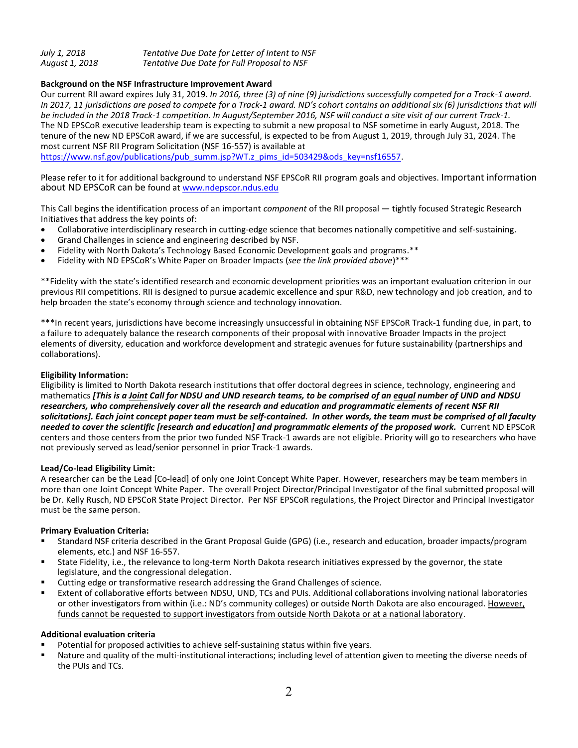| | |
|---|---|
| *July 1, 2018* | *Tentative Due Date for Letter of Intent to NSF* |
| *August 1, 2018* | *Tentative Due Date for Full Proposal to NSF* |

**Background on the NSF Infrastructure Improvement Award**

Our current RII award expires July 31, 2019. *In 2016, three (3) of nine (9) jurisdictions successfully competed for a Track-1 award. In 2017, 11 jurisdictions are posed to compete for a Track-1 award. ND's cohort contains an additional six (6) jurisdictions that will be included in the 2018 Track-1 competition. In August/September 2016, NSF will conduct a site visit of our current Track-1.* The ND EPSCoR executive leadership team is expecting to submit a new proposal to NSF sometime in early August, 2018. The tenure of the new ND EPSCoR award, if we are successful, is expected to be from August 1, 2019, through July 31, 2024. The most current NSF RII Program Solicitation (NSF 16-557) is available at https://www.nsf.gov/publications/pub_summ.jsp?WT.z_pims_id=503429&ods_key=nsf16557.

Please refer to it for additional background to understand NSF EPSCoR RII program goals and objectives. Important information about ND EPSCoR can be found at www.ndepscor.ndus.edu

This Call begins the identification process of an important *component* of the RII proposal — tightly focused Strategic Research Initiatives that address the key points of:

- Collaborative interdisciplinary research in cutting-edge science that becomes nationally competitive and self-sustaining.
- Grand Challenges in science and engineering described by NSF.
- Fidelity with North Dakota's Technology Based Economic Development goals and programs.**
- Fidelity with ND EPSCoR's White Paper on Broader Impacts (*see the link provided above*)***

**Fidelity with the state's identified research and economic development priorities was an important evaluation criterion in our previous RII competitions. RII is designed to pursue academic excellence and spur R&D, new technology and job creation, and to help broaden the state's economy through science and technology innovation.

***In recent years, jurisdictions have become increasingly unsuccessful in obtaining NSF EPSCoR Track-1 funding due, in part, to a failure to adequately balance the research components of their proposal with innovative Broader Impacts in the project elements of diversity, education and workforce development and strategic avenues for future sustainability (partnerships and collaborations).

**Eligibility Information:**

Eligibility is limited to North Dakota research institutions that offer doctoral degrees in science, technology, engineering and mathematics ***[This is a Joint Call for NDSU and UND research teams, to be comprised of an equal number of UND and NDSU researchers, who comprehensively cover all the research and education and programmatic elements of recent NSF RII solicitations]. Each joint concept paper team must be self-contained. In other words, the team must be comprised of all faculty needed to cover the scientific [research and education] and programmatic elements of the proposed work.*** Current ND EPSCoR centers and those centers from the prior two funded NSF Track-1 awards are not eligible. Priority will go to researchers who have not previously served as lead/senior personnel in prior Track-1 awards.

**Lead/Co-lead Eligibility Limit:**

A researcher can be the Lead [Co-lead] of only one Joint Concept White Paper. However, researchers may be team members in more than one Joint Concept White Paper. The overall Project Director/Principal Investigator of the final submitted proposal will be Dr. Kelly Rusch, ND EPSCoR State Project Director. Per NSF EPSCoR regulations, the Project Director and Principal Investigator must be the same person.

**Primary Evaluation Criteria:**

- Standard NSF criteria described in the Grant Proposal Guide (GPG) (i.e., research and education, broader impacts/program elements, etc.) and NSF 16-557.
- State Fidelity, i.e., the relevance to long-term North Dakota research initiatives expressed by the governor, the state legislature, and the congressional delegation.
- Cutting edge or transformative research addressing the Grand Challenges of science.
- Extent of collaborative efforts between NDSU, UND, TCs and PUIs. Additional collaborations involving national laboratories or other investigators from within (i.e.: ND's community colleges) or outside North Dakota are also encouraged. However, funds cannot be requested to support investigators from outside North Dakota or at a national laboratory.

**Additional evaluation criteria**

- Potential for proposed activities to achieve self-sustaining status within five years.
- Nature and quality of the multi-institutional interactions; including level of attention given to meeting the diverse needs of the PUIs and TCs.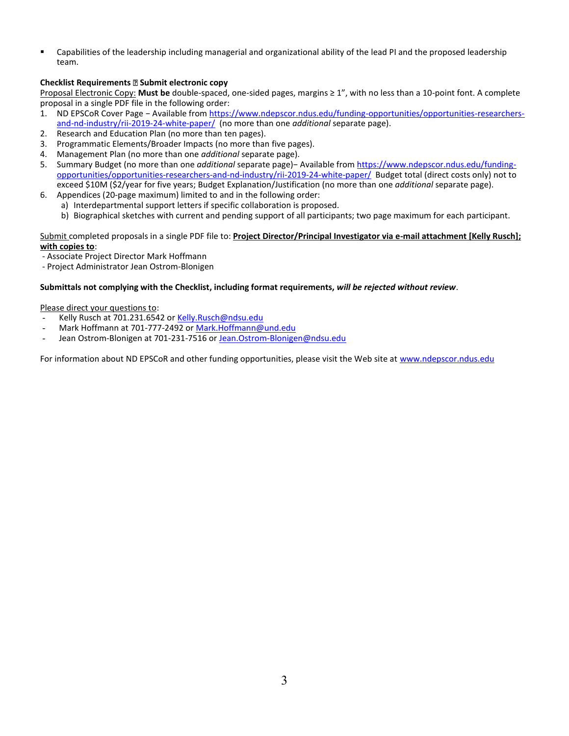- Capabilities of the leadership including managerial and organizational ability of the lead PI and the proposed leadership team.

**Checklist Requirements ⍰ Submit electronic copy**

Proposal Electronic Copy: **Must be** double-spaced, one-sided pages, margins ≥ 1", with no less than a 10-point font. A complete proposal in a single PDF file in the following order:

1. ND EPSCoR Cover Page – Available from https://www.ndepscor.ndus.edu/funding-opportunities/opportunities-researchers-and-nd-industry/rii-2019-24-white-paper/ (no more than one *additional* separate page).
2. Research and Education Plan (no more than ten pages).
3. Programmatic Elements/Broader Impacts (no more than five pages).
4. Management Plan (no more than one *additional* separate page).
5. Summary Budget (no more than one *additional* separate page)– Available from https://www.ndepscor.ndus.edu/funding-opportunities/opportunities-researchers-and-nd-industry/rii-2019-24-white-paper/ Budget total (direct costs only) not to exceed $10M ($2/year for five years; Budget Explanation/Justification (no more than one *additional* separate page).
6. Appendices (20-page maximum) limited to and in the following order:
   a) Interdepartmental support letters if specific collaboration is proposed.
   b) Biographical sketches with current and pending support of all participants; two page maximum for each participant.

Submit completed proposals in a single PDF file to: **Project Director/Principal Investigator via e-mail attachment [Kelly Rusch]; with copies to**:
- Associate Project Director Mark Hoffmann
- Project Administrator Jean Ostrom-Blonigen

**Submittals not complying with the Checklist, including format requirements, *will be rejected without review*.**

Please direct your questions to:
- Kelly Rusch at 701.231.6542 or Kelly.Rusch@ndsu.edu
- Mark Hoffmann at 701-777-2492 or Mark.Hoffmann@und.edu
- Jean Ostrom-Blonigen at 701-231-7516 or Jean.Ostrom-Blonigen@ndsu.edu

For information about ND EPSCoR and other funding opportunities, please visit the Web site at www.ndepscor.ndus.edu